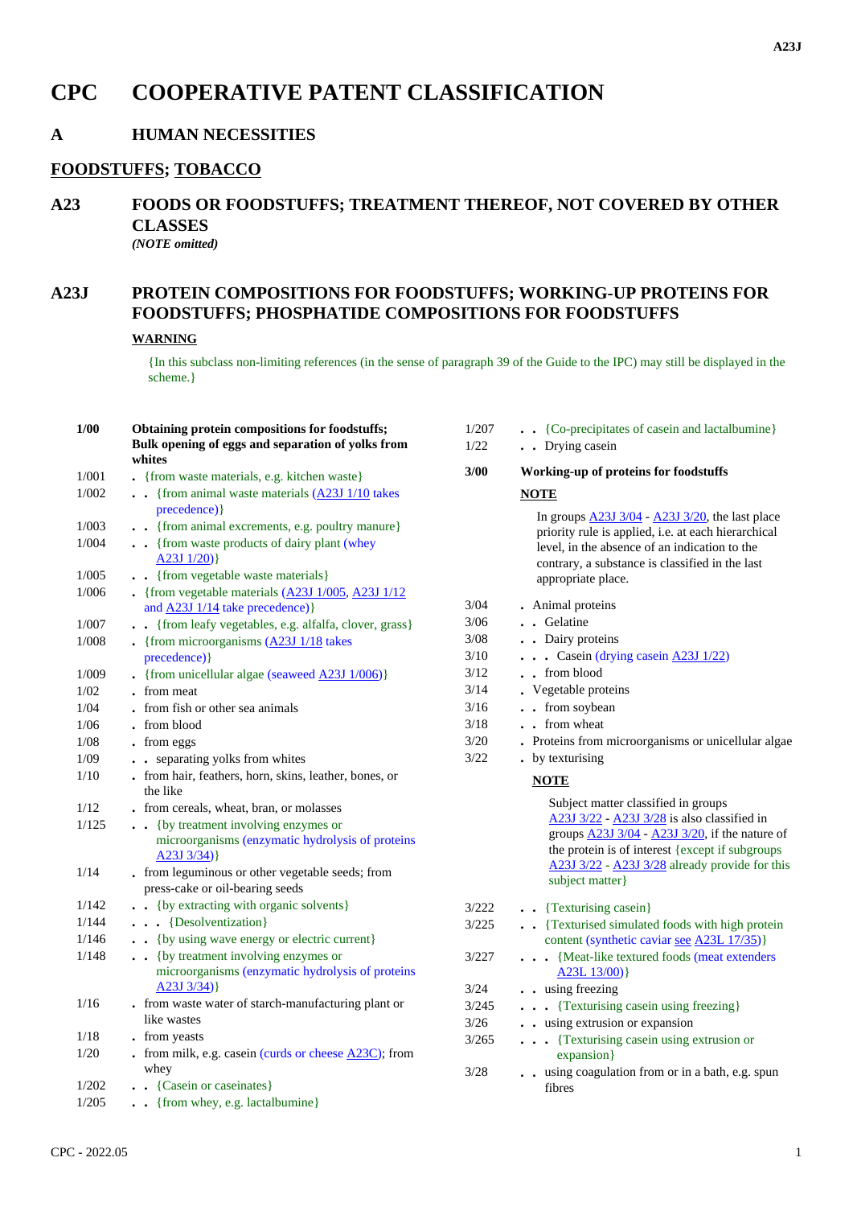# CPC COOPERATIVE PATENT CLASSIFICATION

## A HUMAN NECESSITIES

### FOODSTUFFS; TOBACCO

### A23 FOODS OR FOODSTUFFS; TREATMENT THEREOF, NOT COVERED BY OTHER CLASSES

*(NOTE omitted)*

### A23J PROTEIN COMPOSITIONS FOR FOODSTUFFS; WORKING-UP PROTEINS FOR FOODSTUFFS; PHOSPHATIDE COMPOSITIONS FOR FOODSTUFFS

**WARNING**

{In this subclass non-limiting references (in the sense of paragraph 39 of the Guide to the IPC) may still be displayed in the scheme.}

| | |
|---|---|
| **1/00** | **Obtaining protein compositions for foodstuffs; Bulk opening of eggs and separation of yolks from whites** |
| 1/001 | . {from waste materials, e.g. kitchen waste} |
| 1/002 | . . {from animal waste materials (A23J 1/10 takes precedence)} |
| 1/003 | . . {from animal excrements, e.g. poultry manure} |
| 1/004 | . . {from waste products of dairy plant (whey A23J 1/20)} |
| 1/005 | . . {from vegetable waste materials} |
| 1/006 | . {from vegetable materials (A23J 1/005, A23J 1/12 and A23J 1/14 take precedence)} |
| 1/007 | . . {from leafy vegetables, e.g. alfalfa, clover, grass} |
| 1/008 | . {from microorganisms (A23J 1/18 takes precedence)} |
| 1/009 | . {from unicellular algae (seaweed A23J 1/006)} |
| 1/02 | . from meat |
| 1/04 | . from fish or other sea animals |
| 1/06 | . from blood |
| 1/08 | . from eggs |
| 1/09 | . . separating yolks from whites |
| 1/10 | . from hair, feathers, horn, skins, leather, bones, or the like |
| 1/12 | . from cereals, wheat, bran, or molasses |
| 1/125 | . . {by treatment involving enzymes or microorganisms (enzymatic hydrolysis of proteins A23J 3/34)} |
| 1/14 | . from leguminous or other vegetable seeds; from press-cake or oil-bearing seeds |
| 1/142 | . . {by extracting with organic solvents} |
| 1/144 | . . . {Desolventization} |
| 1/146 | . . {by using wave energy or electric current} |
| 1/148 | . . {by treatment involving enzymes or microorganisms (enzymatic hydrolysis of proteins A23J 3/34)} |
| 1/16 | . from waste water of starch-manufacturing plant or like wastes |
| 1/18 | . from yeasts |
| 1/20 | . from milk, e.g. casein (curds or cheese A23C); from whey |
| 1/202 | . . {Casein or caseinates} |
| 1/205 | . . {from whey, e.g. lactalbumine} |
| 1/207 | . . {Co-precipitates of casein and lactalbumine} |
| 1/22 | . . Drying casein |
| **3/00** | **Working-up of proteins for foodstuffs** |

**NOTE**

In groups A23J 3/04 - A23J 3/20, the last place priority rule is applied, i.e. at each hierarchical level, in the absence of an indication to the contrary, a substance is classified in the last appropriate place.

| | |
|---|---|
| 3/04 | . Animal proteins |
| 3/06 | . . Gelatine |
| 3/08 | . . Dairy proteins |
| 3/10 | . . . Casein (drying casein A23J 1/22) |
| 3/12 | . . from blood |
| 3/14 | . Vegetable proteins |
| 3/16 | . . from soybean |
| 3/18 | . . from wheat |
| 3/20 | . Proteins from microorganisms or unicellular algae |
| 3/22 | . by texturising |

**NOTE**

Subject matter classified in groups A23J 3/22 - A23J 3/28 is also classified in groups A23J 3/04 - A23J 3/20, if the nature of the protein is of interest {except if subgroups A23J 3/22 - A23J 3/28 already provide for this subject matter}

| | |
|---|---|
| 3/222 | . . {Texturising casein} |
| 3/225 | . . {Texturised simulated foods with high protein content (synthetic caviar see A23L 17/35)} |
| 3/227 | . . . {Meat-like textured foods (meat extenders A23L 13/00)} |
| 3/24 | . . using freezing |
| 3/245 | . . . {Texturising casein using freezing} |
| 3/26 | . . using extrusion or expansion |
| 3/265 | . . . {Texturising casein using extrusion or expansion} |
| 3/28 | . . using coagulation from or in a bath, e.g. spun fibres |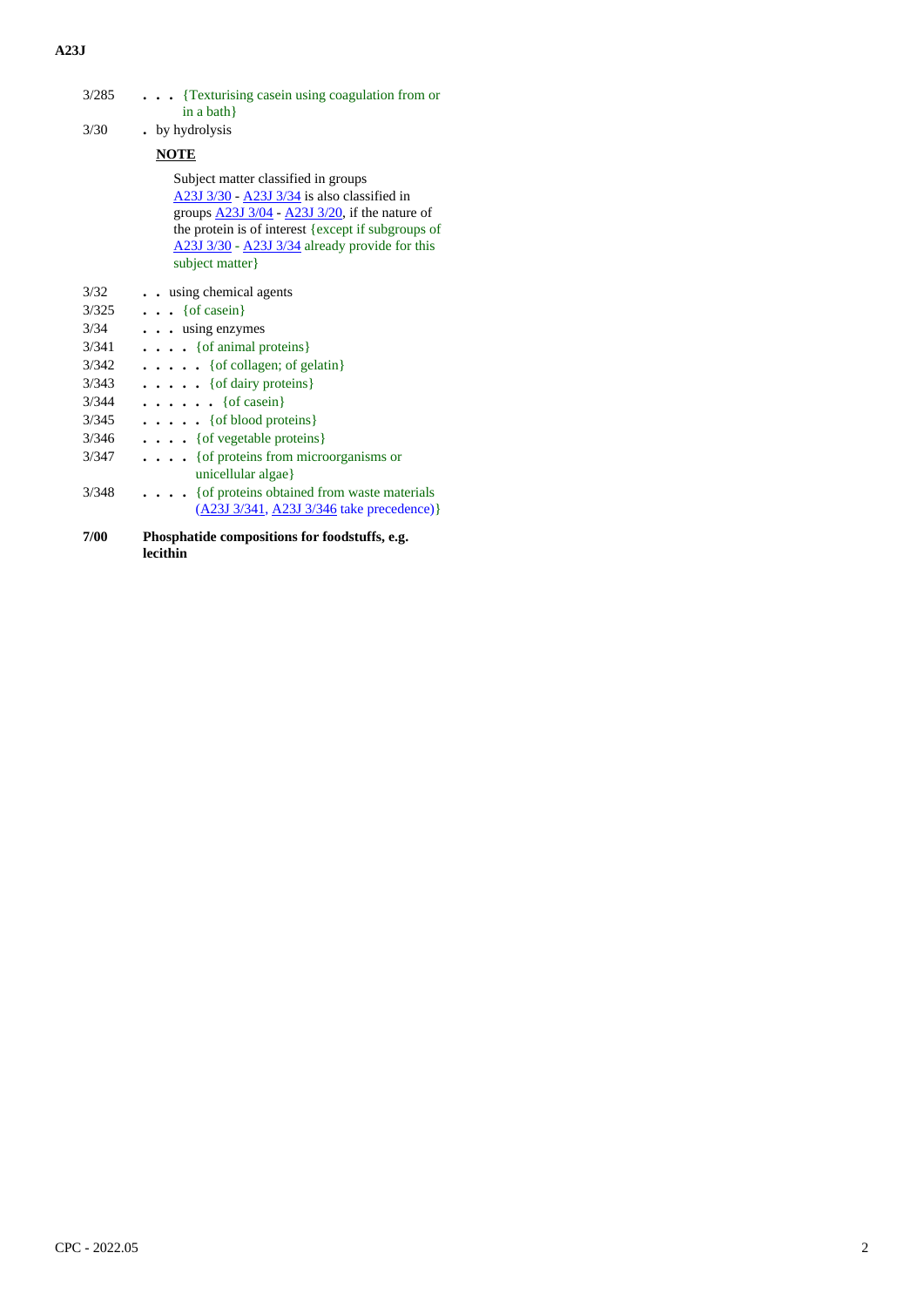| | |
|---|---|
| 3/285 | . . . {Texturising casein using coagulation from or in a bath} |
| 3/30 | . by hydrolysis |

**NOTE**

Subject matter classified in groups A23J 3/30 - A23J 3/34 is also classified in groups A23J 3/04 - A23J 3/20, if the nature of the protein is of interest {except if subgroups of A23J 3/30 - A23J 3/34 already provide for this subject matter}

| | |
|---|---|
| 3/32 | . . using chemical agents |
| 3/325 | . . . {of casein} |
| 3/34 | . . . using enzymes |
| 3/341 | . . . . {of animal proteins} |
| 3/342 | . . . . . {of collagen; of gelatin} |
| 3/343 | . . . . . {of dairy proteins} |
| 3/344 | . . . . . . {of casein} |
| 3/345 | . . . . . {of blood proteins} |
| 3/346 | . . . . {of vegetable proteins} |
| 3/347 | . . . . {of proteins from microorganisms or unicellular algae} |
| 3/348 | . . . . {of proteins obtained from waste materials (A23J 3/341, A23J 3/346 take precedence)} |
| **7/00** | **Phosphatide compositions for foodstuffs, e.g. lecithin** |